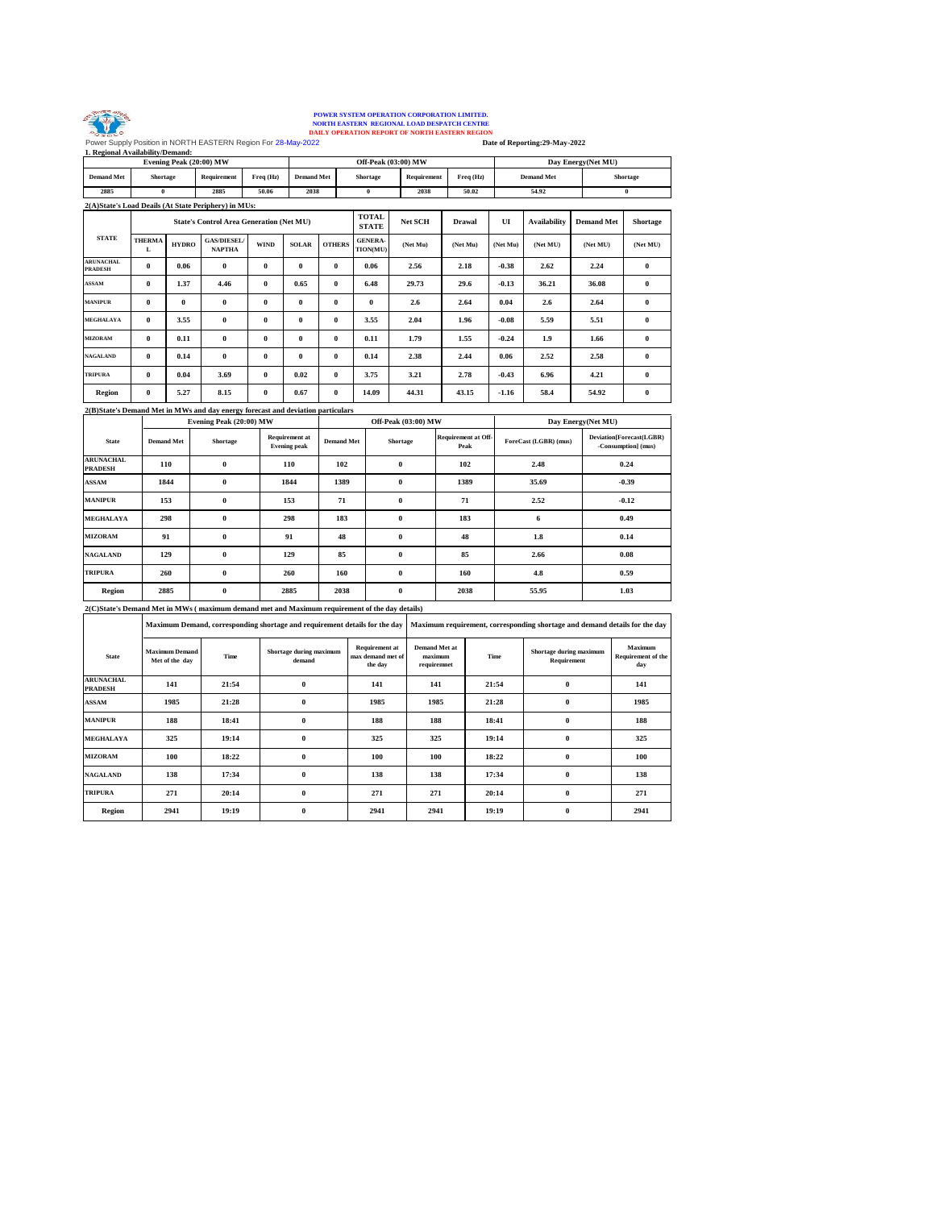**POWER SYSTEM OPERATION CORPORATION LIMITED.**
**NORTH EASTERN REGIONAL LOAD DESPATCH CENTRE**
**DAILY OPERATION REPORT OF NORTH EASTERN REGION**

Power Supply Position in NORTH EASTERN Region For 28-May-2022

**Date of Reporting:29-May-2022**

**1. Regional Availability/Demand:**

| Evening Peak (20:00) MW | | | | Off-Peak (03:00) MW | | | | Day Energy(Net MU) | |
|---|---|---|---|---|---|---|---|---|---|
| Demand Met | Shortage | Requirement | Freq (Hz) | Demand Met | Shortage | Requirement | Freq (Hz) | Demand Met | Shortage |
| 2885 | 0 | 2885 | 50.06 | 2038 | 0 | 2038 | 50.02 | 54.92 | 0 |

**2(A)State's Load Deails (At State Periphery) in MUs:**

| STATE | State's Control Area Generation (Net MU) | | | | | | TOTAL STATE | Net SCH | Drawal | UI | Availability | Demand Met | Shortage |
|---|---|---|---|---|---|---|---|---|---|---|---|---|---|
| | THERMAL | HYDRO | GAS/DIESEL/ NAPTHA | WIND | SOLAR | OTHERS | GENERA-TION(MU) | (Net Mu) | (Net Mu) | (Net Mu) | (Net MU) | (Net MU) | (Net MU) |
| ARUNACHAL PRADESH | 0 | 0.06 | 0 | 0 | 0 | 0 | 0.06 | 2.56 | 2.18 | -0.38 | 2.62 | 2.24 | 0 |
| ASSAM | 0 | 1.37 | 4.46 | 0 | 0.65 | 0 | 6.48 | 29.73 | 29.6 | -0.13 | 36.21 | 36.08 | 0 |
| MANIPUR | 0 | 0 | 0 | 0 | 0 | 0 | 0 | 2.6 | 2.64 | 0.04 | 2.6 | 2.64 | 0 |
| MEGHALAYA | 0 | 3.55 | 0 | 0 | 0 | 0 | 3.55 | 2.04 | 1.96 | -0.08 | 5.59 | 5.51 | 0 |
| MIZORAM | 0 | 0.11 | 0 | 0 | 0 | 0 | 0.11 | 1.79 | 1.55 | -0.24 | 1.9 | 1.66 | 0 |
| NAGALAND | 0 | 0.14 | 0 | 0 | 0 | 0 | 0.14 | 2.38 | 2.44 | 0.06 | 2.52 | 2.58 | 0 |
| TRIPURA | 0 | 0.04 | 3.69 | 0 | 0.02 | 0 | 3.75 | 3.21 | 2.78 | -0.43 | 6.96 | 4.21 | 0 |
| Region | 0 | 5.27 | 8.15 | 0 | 0.67 | 0 | 14.09 | 44.31 | 43.15 | -1.16 | 58.4 | 54.92 | 0 |

**2(B)State's Demand Met in MWs and day energy forecast and deviation particulars**

| State | Evening Peak (20:00) MW | | | Off-Peak (03:00) MW | | | Day Energy(Net MU) | |
|---|---|---|---|---|---|---|---|---|
| | Demand Met | Shortage | Requirement at Evening peak | Demand Met | Shortage | Requirement at Off-Peak | ForeCast (LGBR) (mus) | Deviation[Forecast(LGBR) -Consumption] (mus) |
| ARUNACHAL PRADESH | 110 | 0 | 110 | 102 | 0 | 102 | 2.48 | 0.24 |
| ASSAM | 1844 | 0 | 1844 | 1389 | 0 | 1389 | 35.69 | -0.39 |
| MANIPUR | 153 | 0 | 153 | 71 | 0 | 71 | 2.52 | -0.12 |
| MEGHALAYA | 298 | 0 | 298 | 183 | 0 | 183 | 6 | 0.49 |
| MIZORAM | 91 | 0 | 91 | 48 | 0 | 48 | 1.8 | 0.14 |
| NAGALAND | 129 | 0 | 129 | 85 | 0 | 85 | 2.66 | 0.08 |
| TRIPURA | 260 | 0 | 260 | 160 | 0 | 160 | 4.8 | 0.59 |
| Region | 2885 | 0 | 2885 | 2038 | 0 | 2038 | 55.95 | 1.03 |

**2(C)State's Demand Met in MWs ( maximum demand met and Maximum requirement of the day details)**

| State | Maximum Demand, corresponding shortage and requirement details for the day | | | | Maximum requirement, corresponding shortage and demand details for the day | | | |
|---|---|---|---|---|---|---|---|---|
| | Maximum Demand Met of the day | Time | Shortage during maximum demand | Requirement at max demand met of the day | Demand Met at maximum requirement | Time | Shortage during maximum Requirement | Maximum Requirement of the day |
| ARUNACHAL PRADESH | 141 | 21:54 | 0 | 141 | 141 | 21:54 | 0 | 141 |
| ASSAM | 1985 | 21:28 | 0 | 1985 | 1985 | 21:28 | 0 | 1985 |
| MANIPUR | 188 | 18:41 | 0 | 188 | 188 | 18:41 | 0 | 188 |
| MEGHALAYA | 325 | 19:14 | 0 | 325 | 325 | 19:14 | 0 | 325 |
| MIZORAM | 100 | 18:22 | 0 | 100 | 100 | 18:22 | 0 | 100 |
| NAGALAND | 138 | 17:34 | 0 | 138 | 138 | 17:34 | 0 | 138 |
| TRIPURA | 271 | 20:14 | 0 | 271 | 271 | 20:14 | 0 | 271 |
| Region | 2941 | 19:19 | 0 | 2941 | 2941 | 19:19 | 0 | 2941 |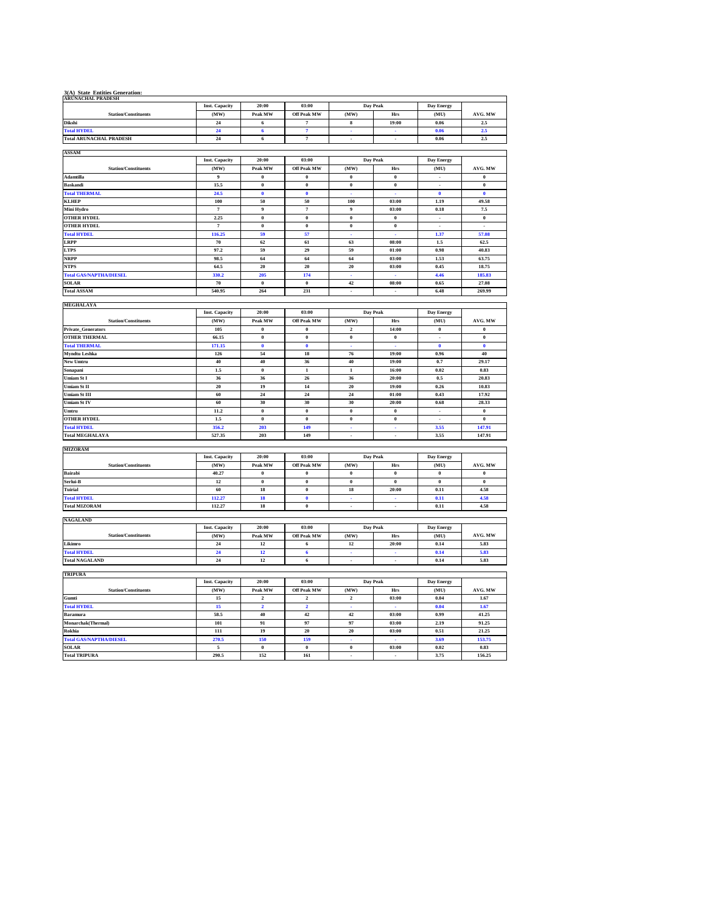## 3(A) State Entities Generation:

### ARUNACHAL PRADESH

| Station/Constituents | Inst. Capacity (MW) | 20:00 Peak MW | 03:00 Off Peak MW | Day Peak (MW) | Day Peak Hrs | Day Energy (MU) | AVG. MW |
|---|---|---|---|---|---|---|---|
| Dikshi | 24 | 6 | 7 | 8 | 19:00 | 0.06 | 2.5 |
| Total HYDEL | 24 | 6 | 7 | - | - | 0.06 | 2.5 |
| Total ARUNACHAL PRADESH | 24 | 6 | 7 | - | - | 0.06 | 2.5 |

### ASSAM

| Station/Constituents | Inst. Capacity (MW) | 20:00 Peak MW | 03:00 Off Peak MW | Day Peak (MW) | Day Peak Hrs | Day Energy (MU) | AVG. MW |
|---|---|---|---|---|---|---|---|
| Adamtilla | 9 | 0 | 0 | 0 | 0 | - | 0 |
| Baskandi | 15.5 | 0 | 0 | 0 | 0 | - | 0 |
| Total THERMAL | 24.5 | 0 | 0 | - | - | 0 | 0 |
| KLHEP | 100 | 50 | 50 | 100 | 03:00 | 1.19 | 49.58 |
| Mini Hydro | 7 | 9 | 7 | 9 | 03:00 | 0.18 | 7.5 |
| OTHER HYDEL | 2.25 | 0 | 0 | 0 | 0 | - | 0 |
| OTHER HYDEL | 7 | 0 | 0 | 0 | 0 | - | - |
| Total HYDEL | 116.25 | 59 | 57 | - | - | 1.37 | 57.08 |
| LRPP | 70 | 62 | 61 | 63 | 08:00 | 1.5 | 62.5 |
| LTPS | 97.2 | 59 | 29 | 59 | 01:00 | 0.98 | 40.83 |
| NRPP | 98.5 | 64 | 64 | 64 | 03:00 | 1.53 | 63.75 |
| NTPS | 64.5 | 20 | 20 | 20 | 03:00 | 0.45 | 18.75 |
| Total GAS/NAPTHA/DIESEL | 330.2 | 205 | 174 | - | - | 4.46 | 185.83 |
| SOLAR | 70 | 0 | 0 | 42 | 08:00 | 0.65 | 27.08 |
| Total ASSAM | 540.95 | 264 | 231 | - | - | 6.48 | 269.99 |

### MEGHALAYA

| Station/Constituents | Inst. Capacity (MW) | 20:00 Peak MW | 03:00 Off Peak MW | Day Peak (MW) | Day Peak Hrs | Day Energy (MU) | AVG. MW |
|---|---|---|---|---|---|---|---|
| Private_Generators | 105 | 0 | 0 | 2 | 14:00 | 0 | 0 |
| OTHER THERMAL | 66.15 | 0 | 0 | 0 | 0 | - | 0 |
| Total THERMAL | 171.15 | 0 | 0 | - | - | 0 | 0 |
| Myndtu Leshka | 126 | 54 | 18 | 76 | 19:00 | 0.96 | 40 |
| New Umtru | 40 | 40 | 36 | 40 | 19:00 | 0.7 | 29.17 |
| Sonapani | 1.5 | 0 | 1 | 1 | 16:00 | 0.02 | 0.83 |
| Umiam St I | 36 | 36 | 26 | 36 | 20:00 | 0.5 | 20.83 |
| Umiam St II | 20 | 19 | 14 | 20 | 19:00 | 0.26 | 10.83 |
| Umiam St III | 60 | 24 | 24 | 24 | 01:00 | 0.43 | 17.92 |
| Umiam St IV | 60 | 30 | 30 | 30 | 20:00 | 0.68 | 28.33 |
| Umtru | 11.2 | 0 | 0 | 0 | 0 | - | 0 |
| OTHER HYDEL | 1.5 | 0 | 0 | 0 | 0 | - | 0 |
| Total HYDEL | 356.2 | 203 | 149 | - | - | 3.55 | 147.91 |
| Total MEGHALAYA | 527.35 | 203 | 149 | - | - | 3.55 | 147.91 |

### MIZORAM

| Station/Constituents | Inst. Capacity (MW) | 20:00 Peak MW | 03:00 Off Peak MW | Day Peak (MW) | Day Peak Hrs | Day Energy (MU) | AVG. MW |
|---|---|---|---|---|---|---|---|
| Bairabi | 40.27 | 0 | 0 | 0 | 0 | 0 | 0 |
| Serlui-B | 12 | 0 | 0 | 0 | 0 | 0 | 0 |
| Tuirial | 60 | 18 | 0 | 18 | 20:00 | 0.11 | 4.58 |
| Total HYDEL | 112.27 | 18 | 0 | - | - | 0.11 | 4.58 |
| Total MIZORAM | 112.27 | 18 | 0 | - | - | 0.11 | 4.58 |

### NAGALAND

| Station/Constituents | Inst. Capacity (MW) | 20:00 Peak MW | 03:00 Off Peak MW | Day Peak (MW) | Day Peak Hrs | Day Energy (MU) | AVG. MW |
|---|---|---|---|---|---|---|---|
| Likimro | 24 | 12 | 6 | 12 | 20:00 | 0.14 | 5.83 |
| Total HYDEL | 24 | 12 | 6 | - | - | 0.14 | 5.83 |
| Total NAGALAND | 24 | 12 | 6 | - | - | 0.14 | 5.83 |

### TRIPURA

| Station/Constituents | Inst. Capacity (MW) | 20:00 Peak MW | 03:00 Off Peak MW | Day Peak (MW) | Day Peak Hrs | Day Energy (MU) | AVG. MW |
|---|---|---|---|---|---|---|---|
| Gumti | 15 | 2 | 2 | 2 | 03:00 | 0.04 | 1.67 |
| Total HYDEL | 15 | 2 | 2 | - | - | 0.04 | 1.67 |
| Baramura | 58.5 | 40 | 42 | 42 | 03:00 | 0.99 | 41.25 |
| Monarchak(Thermal) | 101 | 91 | 97 | 97 | 03:00 | 2.19 | 91.25 |
| Rokhia | 111 | 19 | 20 | 20 | 03:00 | 0.51 | 21.25 |
| Total GAS/NAPTHA/DIESEL | 270.5 | 150 | 159 | - | - | 3.69 | 153.75 |
| SOLAR | 5 | 0 | 0 | 0 | 03:00 | 0.02 | 0.83 |
| Total TRIPURA | 290.5 | 152 | 161 | - | - | 3.75 | 156.25 |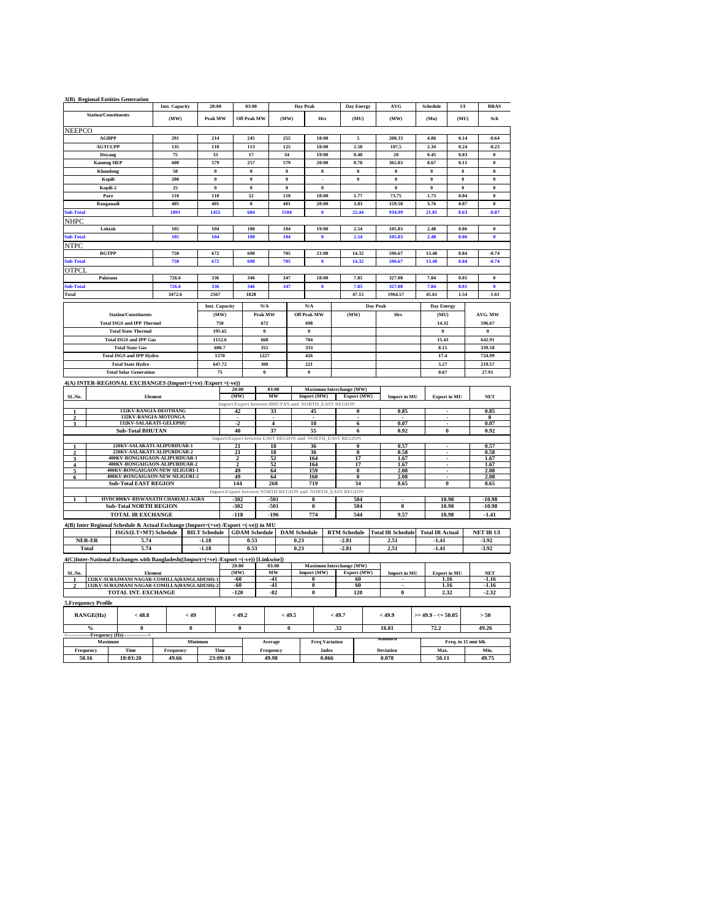### 3(B) Regional Entities Generation

| Station/Constituents | Inst. Capacity | 20:00 | 03:00 | Day Peak | | Day Energy | AVG | Schedule | UI | RRAS |
|---|---|---|---|---|---|---|---|---|---|---|
| | (MW) | Peak MW | Off Peak MW | (MW) | Hrs | (MU) | (MW) | (Mu) | (MU) | Sch |
| **NEEPCO** | | | | | | | | | | |
| AGBPP | 291 | 214 | 245 | 255 | 18:00 | 5 | 208.33 | 4.86 | 0.14 | -0.64 |
| AGTCCPP | 135 | 118 | 113 | 125 | 18:00 | 2.58 | 107.5 | 2.34 | 0.24 | -0.23 |
| Doyang | 75 | 33 | 17 | 34 | 19:00 | 0.48 | 20 | 0.45 | 0.03 | 0 |
| Kameng HEP | 600 | 579 | 257 | 579 | 20:00 | 8.78 | 365.83 | 8.67 | 0.11 | 0 |
| Khandong | 50 | 0 | 0 | 0 | 0 | 0 | 0 | 0 | 0 | 0 |
| Kopili | 200 | 0 | 0 | 0 | - | 0 | 0 | 0 | 0 | 0 |
| Kopili-2 | 25 | 0 | 0 | 0 | 0 | | 0 | 0 | 0 | 0 |
| Pare | 110 | 110 | 52 | 110 | 18:00 | 1.77 | 73.75 | 1.73 | 0.04 | 0 |
| Ranganadi | 405 | 401 | 0 | 401 | 20:00 | 3.83 | 159.58 | 3.76 | 0.07 | 0 |
| Sub-Total | 1891 | 1455 | 684 | 1504 | 0 | 22.44 | 934.99 | 21.81 | 0.63 | -0.87 |
| **NHPC** | | | | | | | | | | |
| Loktak | 105 | 104 | 100 | 104 | 19:00 | 2.54 | 105.83 | 2.48 | 0.06 | 0 |
| Sub-Total | 105 | 104 | 100 | 104 | 0 | 2.54 | 105.83 | 2.48 | 0.06 | 0 |
| **NTPC** | | | | | | | | | | |
| BGTPP | 750 | 672 | 698 | 705 | 21:00 | 14.32 | 596.67 | 13.48 | 0.84 | -0.74 |
| Sub-Total | 750 | 672 | 698 | 705 | 0 | 14.32 | 596.67 | 13.48 | 0.84 | -0.74 |
| **OTPCL** | | | | | | | | | | |
| Palatana | 726.6 | 336 | 346 | 347 | 18:00 | 7.85 | 327.08 | 7.84 | 0.01 | 0 |
| Sub-Total | 726.6 | 336 | 346 | 347 | 0 | 7.85 | 327.08 | 7.84 | 0.01 | 0 |
| Total | 3472.6 | 2567 | 1828 | | | 47.15 | 1964.57 | 45.61 | 1.54 | -1.61 |

| Station/Constituents | Inst. Capacity | N/A | N/A | Day Peak | | Day Energy | |
|---|---|---|---|---|---|---|---|
| | (MW) | Peak MW | Off Peak MW | (MW) | Hrs | (MU) | AVG. MW |
| Total ISGS and IPP Thermal | 750 | 672 | 698 | | | 14.32 | 596.67 |
| Total State Thermal | 195.65 | 0 | 0 | | | 0 | 0 |
| Total ISGS and IPP Gas | 1152.6 | 668 | 704 | | | 15.43 | 642.91 |
| Total State Gas | 600.7 | 355 | 333 | | | 8.15 | 339.58 |
| Total ISGS and IPP Hydro | 1570 | 1227 | 426 | | | 17.4 | 724.99 |
| Total State Hydro | 647.72 | 300 | 221 | | | 5.27 | 219.57 |
| Total Solar Generation | 75 | 0 | 0 | | | 0.67 | 27.91 |

### 4(A) INTER-REGIONAL EXCHANGES (Import=(+ve) /Export =(-ve))

| SL.No. | Element | 20:00 | 03:00 | Maximum Interchange (MW) | | Import in MU | Export in MU | NET |
|---|---|---|---|---|---|---|---|---|
| | | (MW) | MW | Import (MW) | Export (MW) | | | |
| | Import/Export between BHUTAN and NORTH_EAST REGION | | | | | | | |
| 1 | 132KV-RANGIA-DEOTHANG | 42 | 33 | 45 | 0 | 0.85 | - | 0.85 |
| 2 | 132KV-RANGIA-MOTONGA | - | - | - | - | - | - | 0 |
| 3 | 132KV-SALAKATI-GELEPHU | -2 | 4 | 10 | 6 | 0.07 | - | 0.07 |
| | **Sub-Total BHUTAN** | 40 | 37 | 55 | 6 | 0.92 | 0 | 0.92 |
| | Import/Export between EAST REGION and NORTH_EAST REGION | | | | | | | |
| 1 | 220KV-SALAKATI-ALIPURDUAR-1 | 21 | 18 | 36 | 0 | 0.57 | - | 0.57 |
| 2 | 220KV-SALAKATI-ALIPURDUAR-2 | 21 | 18 | 36 | 0 | 0.58 | - | 0.58 |
| 3 | 400KV-BONGAIGAON-ALIPURDUAR-1 | 2 | 52 | 164 | 17 | 1.67 | - | 1.67 |
| 4 | 400KV-BONGAIGAON-ALIPURDUAR-2 | 2 | 52 | 164 | 17 | 1.67 | - | 1.67 |
| 5 | 400KV-BONGAIGAON-NEW SILIGURI-1 | 49 | 64 | 159 | 0 | 2.08 | - | 2.08 |
| 6 | 400KV-BONGAIGAON-NEW SILIGURI-2 | 49 | 64 | 160 | 0 | 2.08 | - | 2.08 |
| | **Sub-Total EAST REGION** | 144 | 268 | 719 | 34 | 8.65 | 0 | 8.65 |
| | Import/Export between NORTH REGION and NORTH_EAST REGION | | | | | | | |
| 1 | HVDC800KV-BISWANATH CHARIALI-AGRA | -302 | -501 | 0 | 504 | - | 10.98 | -10.98 |
| | **Sub-Total NORTH REGION** | -302 | -501 | 0 | 504 | 0 | 10.98 | -10.98 |
| | **TOTAL IR EXCHANGE** | -118 | -196 | 774 | 544 | 9.57 | 10.98 | -1.41 |

### 4(B) Inter Regional Schedule & Actual Exchange (Import=(+ve) /Export =(-ve)) in MU

| | ISGS/(LT+MT) Schedule | BILT Schedule | GDAM Schedule | DAM Schedule | RTM Schedule | Total IR Schedule | Total IR Actual | NET IR UI |
|---|---|---|---|---|---|---|---|---|
| NER-ER | 5.74 | -1.18 | 0.53 | 0.23 | -2.81 | 2.51 | -1.41 | -3.92 |
| Total | 5.74 | -1.18 | 0.53 | 0.23 | -2.81 | 2.51 | -1.41 | -3.92 |

### 4(C)Inter-National Exchanges with Bangladesh((Import=(+ve) /Export =(-ve)) [Linkwise])

| SL.No. | Element | 20:00 | 03:00 | Maximum Interchange (MW) | | Import in MU | Export in MU | NET |
|---|---|---|---|---|---|---|---|---|
| | | (MW) | MW | Import (MW) | Export (MW) | | | |
| 1 | 132KV-SURAJMANI NAGAR-COMILLA(BANGLADESH)-1 | -60 | -41 | 0 | 60 | - | 1.16 | -1.16 |
| 2 | 132KV-SURAJMANI NAGAR-COMILLA(BANGLADESH)-2 | -60 | -41 | 0 | 60 | - | 1.16 | -1.16 |
| | **TOTAL INT. EXCHANGE** | -120 | -82 | 0 | 120 | 0 | 2.32 | -2.32 |

### 5.Frequency Profile

| RANGE(Hz) | < 48.8 | < 49 | < 49.2 | < 49.5 | < 49.7 | < 49.9 | >= 49.9 - <= 50.05 | > 50 |
|---|---|---|---|---|---|---|---|---|
| % | 0 | 0 | 0 | 0 | .32 | 16.81 | 72.2 | 49.26 |

<--------------Frequency (Hz)---------------->

| Maximum | | Minimum | | Average | Freq Variation | Standard | Freq. in 15 mnt blk | |
|---|---|---|---|---|---|---|---|---|
| Frequency | Time | Frequency | Time | Frequency | Index | Deviation | Max. | Min. |
| 50.16 | 18:03:20 | 49.66 | 23:09:10 | 49.98 | 0.066 | 0.078 | 50.11 | 49.75 |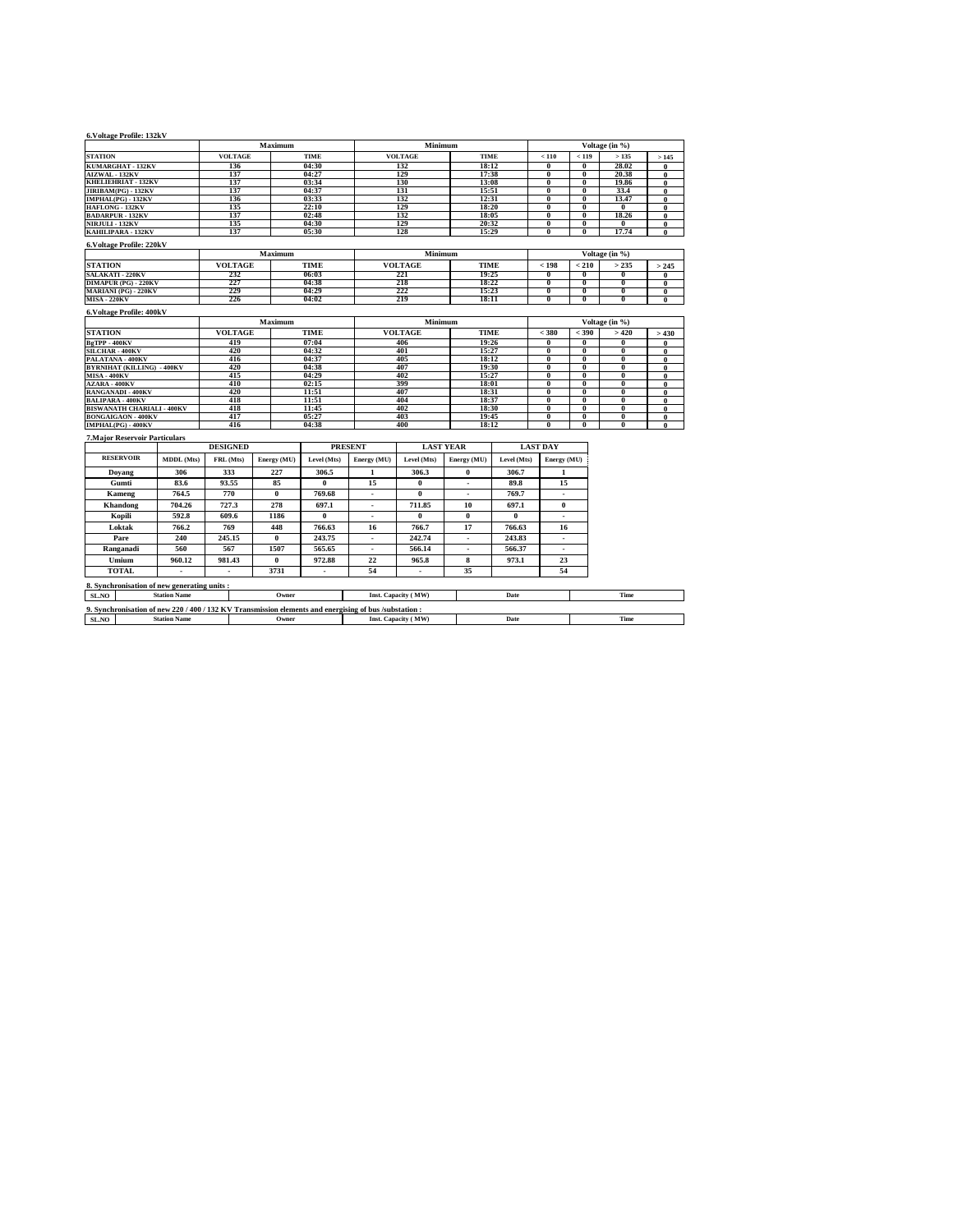**6.Voltage Profile: 132kV**

| STATION | Maximum | | Minimum | | Voltage (in %) | | | |
|---|---|---|---|---|---|---|---|---|
| | VOLTAGE | TIME | VOLTAGE | TIME | < 110 | < 119 | > 135 | > 145 |
| KUMARGHAT - 132KV | 136 | 04:30 | 132 | 18:12 | 0 | 0 | 28.02 | 0 |
| AIZWAL - 132KV | 137 | 04:27 | 129 | 17:38 | 0 | 0 | 20.38 | 0 |
| KHELIEHRIAT - 132KV | 137 | 03:34 | 130 | 13:08 | 0 | 0 | 19.86 | 0 |
| JIRIBAM(PG) - 132KV | 137 | 04:37 | 131 | 15:51 | 0 | 0 | 33.4 | 0 |
| IMPHAL(PG) - 132KV | 136 | 03:33 | 132 | 12:31 | 0 | 0 | 13.47 | 0 |
| HAFLONG - 132KV | 135 | 22:10 | 129 | 18:20 | 0 | 0 | 0 | 0 |
| BADARPUR - 132KV | 137 | 02:48 | 132 | 18:05 | 0 | 0 | 18.26 | 0 |
| NIRJULI - 132KV | 135 | 04:30 | 129 | 20:32 | 0 | 0 | 0 | 0 |
| KAHILIPARA - 132KV | 137 | 05:30 | 128 | 15:29 | 0 | 0 | 17.74 | 0 |

**6.Voltage Profile: 220kV**

| STATION | Maximum | | Minimum | | Voltage (in %) | | | |
|---|---|---|---|---|---|---|---|---|
| | VOLTAGE | TIME | VOLTAGE | TIME | < 198 | < 210 | > 235 | > 245 |
| SALAKATI - 220KV | 232 | 06:03 | 221 | 19:25 | 0 | 0 | 0 | 0 |
| DIMAPUR (PG) - 220KV | 227 | 04:38 | 218 | 18:22 | 0 | 0 | 0 | 0 |
| MARIANI (PG) - 220KV | 229 | 04:29 | 222 | 15:23 | 0 | 0 | 0 | 0 |
| MISA - 220KV | 226 | 04:02 | 219 | 18:11 | 0 | 0 | 0 | 0 |

**6.Voltage Profile: 400kV**

| STATION | Maximum | | Minimum | | Voltage (in %) | | | |
|---|---|---|---|---|---|---|---|---|
| | VOLTAGE | TIME | VOLTAGE | TIME | < 380 | < 390 | > 420 | > 430 |
| BgTPP - 400KV | 419 | 07:04 | 406 | 19:26 | 0 | 0 | 0 | 0 |
| SILCHAR - 400KV | 420 | 04:32 | 401 | 15:27 | 0 | 0 | 0 | 0 |
| PALATANA - 400KV | 416 | 04:37 | 405 | 18:12 | 0 | 0 | 0 | 0 |
| BYRNIHAT (KILLING) - 400KV | 420 | 04:38 | 407 | 19:30 | 0 | 0 | 0 | 0 |
| MISA - 400KV | 415 | 04:29 | 402 | 15:27 | 0 | 0 | 0 | 0 |
| AZARA - 400KV | 410 | 02:15 | 399 | 18:01 | 0 | 0 | 0 | 0 |
| RANGANADI - 400KV | 420 | 11:51 | 407 | 18:31 | 0 | 0 | 0 | 0 |
| BALIPARA - 400KV | 418 | 11:51 | 404 | 18:37 | 0 | 0 | 0 | 0 |
| BISWANATH CHARIALI - 400KV | 418 | 11:45 | 402 | 18:30 | 0 | 0 | 0 | 0 |
| BONGAIGAON - 400KV | 417 | 05:27 | 403 | 19:45 | 0 | 0 | 0 | 0 |
| IMPHAL(PG) - 400KV | 416 | 04:38 | 400 | 18:12 | 0 | 0 | 0 | 0 |

**7.Major Reservoir Particulars**

| RESERVOIR | DESIGNED | | | PRESENT | | LAST YEAR | | LAST DAY | |
|---|---|---|---|---|---|---|---|---|---|
| | MDDL (Mts) | FRL (Mts) | Energy (MU) | Level (Mts) | Energy (MU) | Level (Mts) | Energy (MU) | Level (Mts) | Energy (MU) |
| Doyang | 306 | 333 | 227 | 306.5 | 1 | 306.3 | 0 | 306.7 | 1 |
| Gumti | 83.6 | 93.55 | 85 | 0 | 15 | 0 | - | 89.8 | 15 |
| Kameng | 764.5 | 770 | 0 | 769.68 | - | 0 | - | 769.7 | - |
| Khandong | 704.26 | 727.3 | 278 | 697.1 | - | 711.85 | 10 | 697.1 | 0 |
| Kopili | 592.8 | 609.6 | 1186 | 0 | - | 0 | 0 | 0 | - |
| Loktak | 766.2 | 769 | 448 | 766.63 | 16 | 766.7 | 17 | 766.63 | 16 |
| Pare | 240 | 245.15 | 0 | 243.75 | - | 242.74 | - | 243.83 | - |
| Ranganadi | 560 | 567 | 1507 | 565.65 | - | 566.14 | - | 566.37 | - |
| Umium | 960.12 | 981.43 | 0 | 972.88 | 22 | 965.8 | 8 | 973.1 | 23 |
| TOTAL | - | - | 3731 | - | 54 | - | 35 | | 54 |

**8. Synchronisation of new generating units :**

| SL.NO | Station Name | Owner | Inst. Capacity ( MW) | Date | Time |
|---|---|---|---|---|---|

**9. Synchronisation of new 220 / 400 / 132 KV Transmission elements and energising of bus /substation :**

| SL.NO | Station Name | Owner | Inst. Capacity ( MW) | Date | Time |
|---|---|---|---|---|---|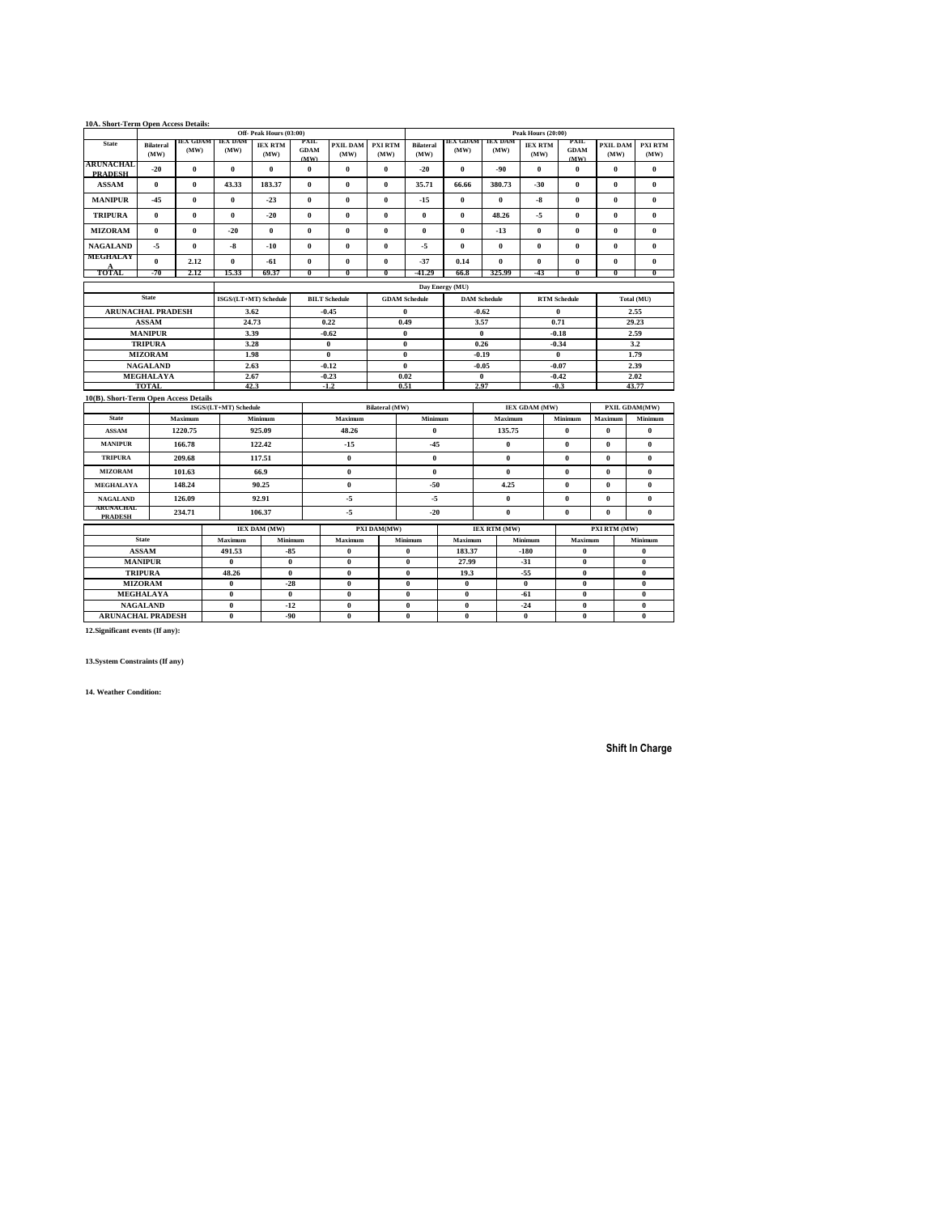**10A. Short-Term Open Access Details:**

| State | Off- Peak Hours (03:00) | | | | | | | Peak Hours (20:00) | | | | | | |
|---|---|---|---|---|---|---|---|---|---|---|---|---|---|---|
| | Bilateral (MW) | IEX GDAM (MW) | IEX DAM (MW) | IEX RTM (MW) | PXIL GDAM (MW) | PXIL DAM (MW) | PXI RTM (MW) | Bilateral (MW) | IEX GDAM (MW) | IEX DAM (MW) | IEX RTM (MW) | PXIL GDAM (MW) | PXIL DAM (MW) | PXI RTM (MW) |
| ARUNACHAL PRADESH | -20 | 0 | 0 | 0 | 0 | 0 | 0 | -20 | 0 | -90 | 0 | 0 | 0 | 0 |
| ASSAM | 0 | 0 | 43.33 | 183.37 | 0 | 0 | 0 | 35.71 | 66.66 | 380.73 | -30 | 0 | 0 | 0 |
| MANIPUR | -45 | 0 | 0 | -23 | 0 | 0 | 0 | -15 | 0 | 0 | -8 | 0 | 0 | 0 |
| TRIPURA | 0 | 0 | 0 | -20 | 0 | 0 | 0 | 0 | 0 | 48.26 | -5 | 0 | 0 | 0 |
| MIZORAM | 0 | 0 | -20 | 0 | 0 | 0 | 0 | 0 | 0 | -13 | 0 | 0 | 0 | 0 |
| NAGALAND | -5 | 0 | -8 | -10 | 0 | 0 | 0 | -5 | 0 | 0 | 0 | 0 | 0 | 0 |
| MEGHALAYA | 0 | 2.12 | 0 | -61 | 0 | 0 | 0 | -37 | 0.14 | 0 | 0 | 0 | 0 | 0 |
| TOTAL | -70 | 2.12 | 15.33 | 69.37 | 0 | 0 | 0 | -41.29 | 66.8 | 325.99 | -43 | 0 | 0 | 0 |

| State | Day Energy (MU) | | | | | |
|---|---|---|---|---|---|---|
| | ISGS/(LT+MT) Schedule | BILT Schedule | GDAM Schedule | DAM Schedule | RTM Schedule | Total (MU) |
| ARUNACHAL PRADESH | 3.62 | -0.45 | 0 | -0.62 | 0 | 2.55 |
| ASSAM | 24.73 | 0.22 | 0.49 | 3.57 | 0.71 | 29.23 |
| MANIPUR | 3.39 | -0.62 | 0 | 0 | -0.18 | 2.59 |
| TRIPURA | 3.28 | 0 | 0 | 0.26 | -0.34 | 3.2 |
| MIZORAM | 1.98 | 0 | 0 | -0.19 | 0 | 1.79 |
| NAGALAND | 2.63 | -0.12 | 0 | -0.05 | -0.07 | 2.39 |
| MEGHALAYA | 2.67 | -0.23 | 0.02 | 0 | -0.42 | 2.02 |
| TOTAL | 42.3 | -1.2 | 0.51 | 2.97 | -0.3 | 43.77 |

**10(B). Short-Term Open Access Details**

| State | ISGS/(LT+MT) Schedule | | Bilateral (MW) | | IEX GDAM (MW) | | PXIL GDAM(MW) | |
|---|---|---|---|---|---|---|---|---|
| | Maximum | Minimum | Maximum | Minimum | Maximum | Minimum | Maximum | Minimum |
| ASSAM | 1220.75 | 925.09 | 48.26 | 0 | 135.75 | 0 | 0 | 0 |
| MANIPUR | 166.78 | 122.42 | -15 | -45 | 0 | 0 | 0 | 0 |
| TRIPURA | 209.68 | 117.51 | 0 | 0 | 0 | 0 | 0 | 0 |
| MIZORAM | 101.63 | 66.9 | 0 | 0 | 0 | 0 | 0 | 0 |
| MEGHALAYA | 148.24 | 90.25 | 0 | -50 | 4.25 | 0 | 0 | 0 |
| NAGALAND | 126.09 | 92.91 | -5 | -5 | 0 | 0 | 0 | 0 |
| ARUNACHAL PRADESH | 234.71 | 106.37 | -5 | -20 | 0 | 0 | 0 | 0 |

| State | IEX DAM (MW) | | PXI DAM(MW) | | IEX RTM (MW) | | PXI RTM (MW) | |
|---|---|---|---|---|---|---|---|---|
| | Maximum | Minimum | Maximum | Minimum | Maximum | Minimum | Maximum | Minimum |
| ASSAM | 491.53 | -85 | 0 | 0 | 183.37 | -180 | 0 | 0 |
| MANIPUR | 0 | 0 | 0 | 0 | 27.99 | -31 | 0 | 0 |
| TRIPURA | 48.26 | 0 | 0 | 0 | 19.3 | -55 | 0 | 0 |
| MIZORAM | 0 | -28 | 0 | 0 | 0 | 0 | 0 | 0 |
| MEGHALAYA | 0 | 0 | 0 | 0 | 0 | -61 | 0 | 0 |
| NAGALAND | 0 | -12 | 0 | 0 | 0 | -24 | 0 | 0 |
| ARUNACHAL PRADESH | 0 | -90 | 0 | 0 | 0 | 0 | 0 | 0 |

**12.Significant events (If any):**

**13.System Constraints (If any)**

**14. Weather Condition:**

**Shift In Charge**